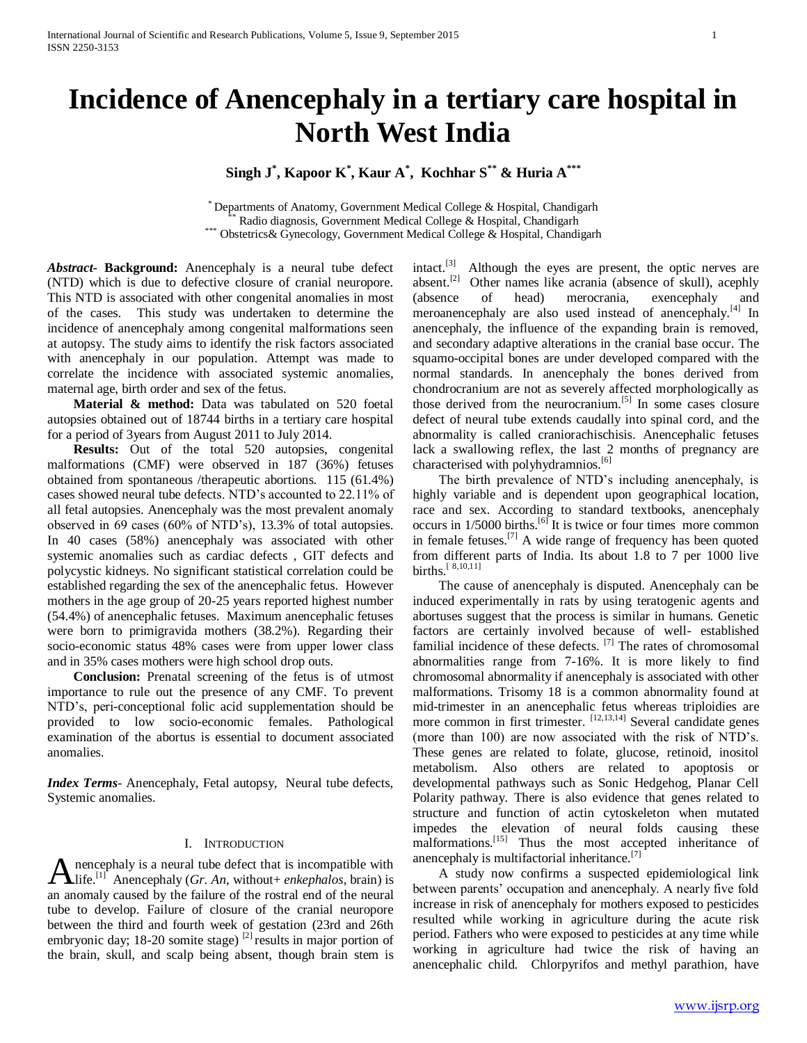# Incidence of Anencephaly in a tertiary care hospital in North West India

**Singh J[*], Kapoor K[*], Kaur A[*], Kochhar S[**] & Huria A[***]**

[*] Departments of Anatomy, Government Medical College & Hospital, Chandigarh
[**] Radio diagnosis, Government Medical College & Hospital, Chandigarh
[***] Obstetrics& Gynecology, Government Medical College & Hospital, Chandigarh

***Abstract*- Background:** Anencephaly is a neural tube defect (NTD) which is due to defective closure of cranial neuropore. This NTD is associated with other congenital anomalies in most of the cases. This study was undertaken to determine the incidence of anencephaly among congenital malformations seen at autopsy. The study aims to identify the risk factors associated with anencephaly in our population. Attempt was made to correlate the incidence with associated systemic anomalies, maternal age, birth order and sex of the fetus.

**Material & method:** Data was tabulated on 520 foetal autopsies obtained out of 18744 births in a tertiary care hospital for a period of 3years from August 2011 to July 2014.

**Results:** Out of the total 520 autopsies, congenital malformations (CMF) were observed in 187 (36%) fetuses obtained from spontaneous /therapeutic abortions. 115 (61.4%) cases showed neural tube defects. NTD's accounted to 22.11% of all fetal autopsies. Anencephaly was the most prevalent anomaly observed in 69 cases (60% of NTD's), 13.3% of total autopsies. In 40 cases (58%) anencephaly was associated with other systemic anomalies such as cardiac defects , GIT defects and polycystic kidneys. No significant statistical correlation could be established regarding the sex of the anencephalic fetus. However mothers in the age group of 20-25 years reported highest number (54.4%) of anencephalic fetuses. Maximum anencephalic fetuses were born to primigravida mothers (38.2%). Regarding their socio-economic status 48% cases were from upper lower class and in 35% cases mothers were high school drop outs.

**Conclusion:** Prenatal screening of the fetus is of utmost importance to rule out the presence of any CMF. To prevent NTD's, peri-conceptional folic acid supplementation should be provided to low socio-economic females. Pathological examination of the abortus is essential to document associated anomalies.

***Index Terms*-** Anencephaly, Fetal autopsy, Neural tube defects, Systemic anomalies.

## I. Introduction

Anencephaly is a neural tube defect that is incompatible with life.[1] Anencephaly (*Gr. An*, without+ *enkephalos*, brain) is an anomaly caused by the failure of the rostral end of the neural tube to develop. Failure of closure of the cranial neuropore between the third and fourth week of gestation (23rd and 26th embryonic day; 18-20 somite stage) [2] results in major portion of the brain, skull, and scalp being absent, though brain stem is intact.[3] Although the eyes are present, the optic nerves are absent.[2] Other names like acrania (absence of skull), acephly (absence of head) merocrania, exencephaly and meroanencephaly are also used instead of anencephaly.[4] In anencephaly, the influence of the expanding brain is removed, and secondary adaptive alterations in the cranial base occur. The squamo-occipital bones are under developed compared with the normal standards. In anencephaly the bones derived from chondrocranium are not as severely affected morphologically as those derived from the neurocranium.[5] In some cases closure defect of neural tube extends caudally into spinal cord, and the abnormality is called craniorachischisis. Anencephalic fetuses lack a swallowing reflex, the last 2 months of pregnancy are characterised with polyhydramnios.[6]

The birth prevalence of NTD's including anencephaly, is highly variable and is dependent upon geographical location, race and sex. According to standard textbooks, anencephaly occurs in 1/5000 births.[6] It is twice or four times more common in female fetuses.[7] A wide range of frequency has been quoted from different parts of India. Its about 1.8 to 7 per 1000 live births.[8,10,11]

The cause of anencephaly is disputed. Anencephaly can be induced experimentally in rats by using teratogenic agents and abortuses suggest that the process is similar in humans. Genetic factors are certainly involved because of well- established familial incidence of these defects. [7] The rates of chromosomal abnormalities range from 7-16%. It is more likely to find chromosomal abnormality if anencephaly is associated with other malformations. Trisomy 18 is a common abnormality found at mid-trimester in an anencephalic fetus whereas triploidies are more common in first trimester. [12,13,14] Several candidate genes (more than 100) are now associated with the risk of NTD's. These genes are related to folate, glucose, retinoid, inositol metabolism. Also others are related to apoptosis or developmental pathways such as Sonic Hedgehog, Planar Cell Polarity pathway. There is also evidence that genes related to structure and function of actin cytoskeleton when mutated impedes the elevation of neural folds causing these malformations.[15] Thus the most accepted inheritance of anencephaly is multifactorial inheritance.[7]

A study now confirms a suspected epidemiological link between parents' occupation and anencephaly. A nearly five fold increase in risk of anencephaly for mothers exposed to pesticides resulted while working in agriculture during the acute risk period. Fathers who were exposed to pesticides at any time while working in agriculture had twice the risk of having an anencephalic child. Chlorpyrifos and methyl parathion, have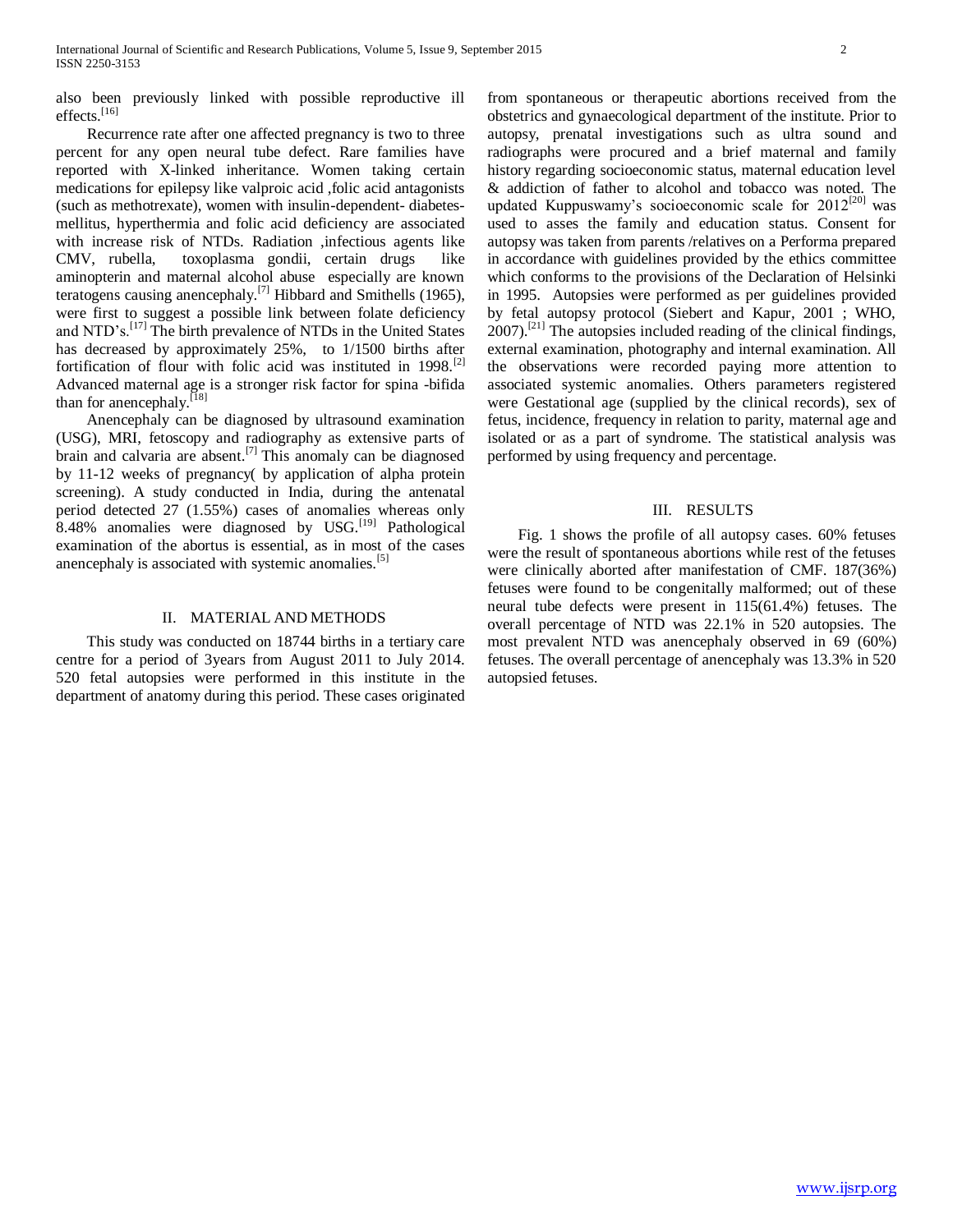also been previously linked with possible reproductive ill effects.[16]

Recurrence rate after one affected pregnancy is two to three percent for any open neural tube defect. Rare families have reported with X-linked inheritance. Women taking certain medications for epilepsy like valproic acid ,folic acid antagonists (such as methotrexate), women with insulin-dependent- diabetes-mellitus, hyperthermia and folic acid deficiency are associated with increase risk of NTDs. Radiation ,infectious agents like CMV, rubella, toxoplasma gondii, certain drugs like aminopterin and maternal alcohol abuse especially are known teratogens causing anencephaly.[7] Hibbard and Smithells (1965), were first to suggest a possible link between folate deficiency and NTD's.[17] The birth prevalence of NTDs in the United States has decreased by approximately 25%, to 1/1500 births after fortification of flour with folic acid was instituted in 1998.[2] Advanced maternal age is a stronger risk factor for spina -bifida than for anencephaly.[18]

Anencephaly can be diagnosed by ultrasound examination (USG), MRI, fetoscopy and radiography as extensive parts of brain and calvaria are absent.[7] This anomaly can be diagnosed by 11-12 weeks of pregnancy( by application of alpha protein screening). A study conducted in India, during the antenatal period detected 27 (1.55%) cases of anomalies whereas only 8.48% anomalies were diagnosed by USG.[19] Pathological examination of the abortus is essential, as in most of the cases anencephaly is associated with systemic anomalies.[5]

## II. MATERIAL AND METHODS

This study was conducted on 18744 births in a tertiary care centre for a period of 3years from August 2011 to July 2014. 520 fetal autopsies were performed in this institute in the department of anatomy during this period. These cases originated from spontaneous or therapeutic abortions received from the obstetrics and gynaecological department of the institute. Prior to autopsy, prenatal investigations such as ultra sound and radiographs were procured and a brief maternal and family history regarding socioeconomic status, maternal education level & addiction of father to alcohol and tobacco was noted. The updated Kuppuswamy's socioeconomic scale for 2012[20] was used to asses the family and education status. Consent for autopsy was taken from parents /relatives on a Performa prepared in accordance with guidelines provided by the ethics committee which conforms to the provisions of the Declaration of Helsinki in 1995. Autopsies were performed as per guidelines provided by fetal autopsy protocol (Siebert and Kapur, 2001 ; WHO, 2007).[21] The autopsies included reading of the clinical findings, external examination, photography and internal examination. All the observations were recorded paying more attention to associated systemic anomalies. Others parameters registered were Gestational age (supplied by the clinical records), sex of fetus, incidence, frequency in relation to parity, maternal age and isolated or as a part of syndrome. The statistical analysis was performed by using frequency and percentage.

## III. RESULTS

Fig. 1 shows the profile of all autopsy cases. 60% fetuses were the result of spontaneous abortions while rest of the fetuses were clinically aborted after manifestation of CMF. 187(36%) fetuses were found to be congenitally malformed; out of these neural tube defects were present in 115(61.4%) fetuses. The overall percentage of NTD was 22.1% in 520 autopsies. The most prevalent NTD was anencephaly observed in 69 (60%) fetuses. The overall percentage of anencephaly was 13.3% in 520 autopsied fetuses.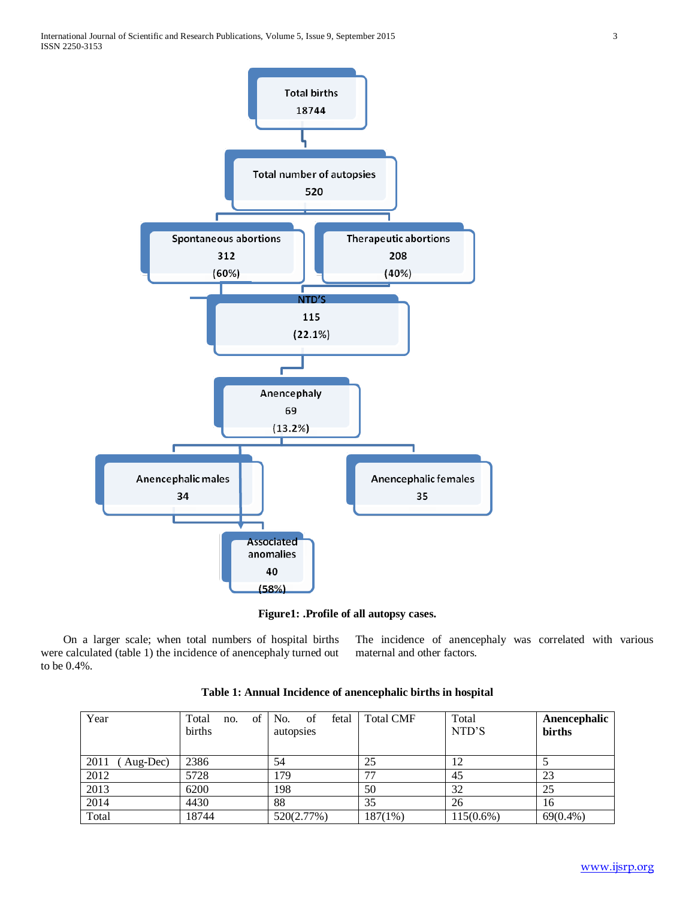Total births
18744

Total number of autopsies
520

Spontaneous abortions
312
(60%)

Therapeutic abortions
208
(40%)

NTD'S
115
(22.1%)

Anencephaly
69
(13.2%)

Anencephalic males
34

Anencephalic females
35

Associated anomalies
40
(58%)

**Figure1: .Profile of all autopsy cases.**

On a larger scale; when total numbers of hospital births were calculated (table 1) the incidence of anencephaly turned out to be 0.4%.

The incidence of anencephaly was correlated with various maternal and other factors.

**Table 1: Annual Incidence of anencephalic births in hospital**

| Year | Total no. of births | No. of fetal autopsies | Total CMF | Total NTD'S | **Anencephalic births** |
|---|---|---|---|---|---|
| 2011 ( Aug-Dec) | 2386 | 54 | 25 | 12 | 5 |
| 2012 | 5728 | 179 | 77 | 45 | 23 |
| 2013 | 6200 | 198 | 50 | 32 | 25 |
| 2014 | 4430 | 88 | 35 | 26 | 16 |
| Total | 18744 | 520(2.77%) | 187(1%) | 115(0.6%) | 69(0.4%) |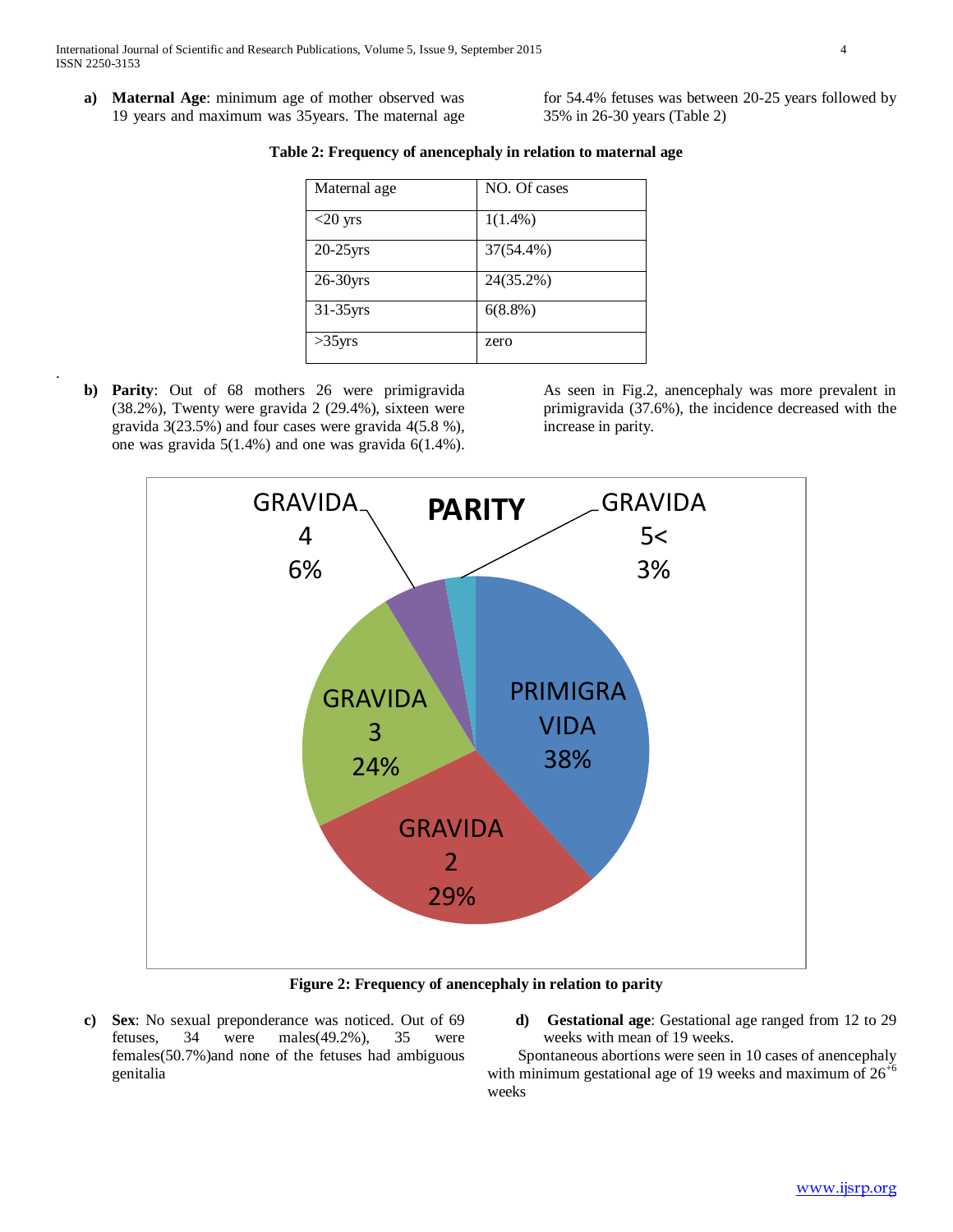a) **Maternal Age**: minimum age of mother observed was 19 years and maximum was 35years. The maternal age for 54.4% fetuses was between 20-25 years followed by 35% in 26-30 years (Table 2)

**Table 2: Frequency of anencephaly in relation to maternal age**

| Maternal age | NO. Of cases |
|---|---|
| <20 yrs | 1(1.4%) |
| 20-25yrs | 37(54.4%) |
| 26-30yrs | 24(35.2%) |
| 31-35yrs | 6(8.8%) |
| >35yrs | zero |

b) **Parity**: Out of 68 mothers 26 were primigravida (38.2%), Twenty were gravida 2 (29.4%), sixteen were gravida 3(23.5%) and four cases were gravida 4(5.8 %), one was gravida 5(1.4%) and one was gravida 6(1.4%). As seen in Fig.2, anencephaly was more prevalent in primigravida (37.6%), the incidence decreased with the increase in parity.

**PARITY**

| Category | Percentage |
|---|---|
| PRIMIGRAVIDA | 38% |
| GRAVIDA 2 | 29% |
| GRAVIDA 3 | 24% |
| GRAVIDA 4 | 6% |
| GRAVIDA 5< | 3% |

**Figure 2: Frequency of anencephaly in relation to parity**

c) **Sex**: No sexual preponderance was noticed. Out of 69 fetuses, 34 were males(49.2%), 35 were females(50.7%)and none of the fetuses had ambiguous genitalia

d) **Gestational age**: Gestational age ranged from 12 to 29 weeks with mean of 19 weeks.

Spontaneous abortions were seen in 10 cases of anencephaly with minimum gestational age of 19 weeks and maximum of $26^{+6}$ weeks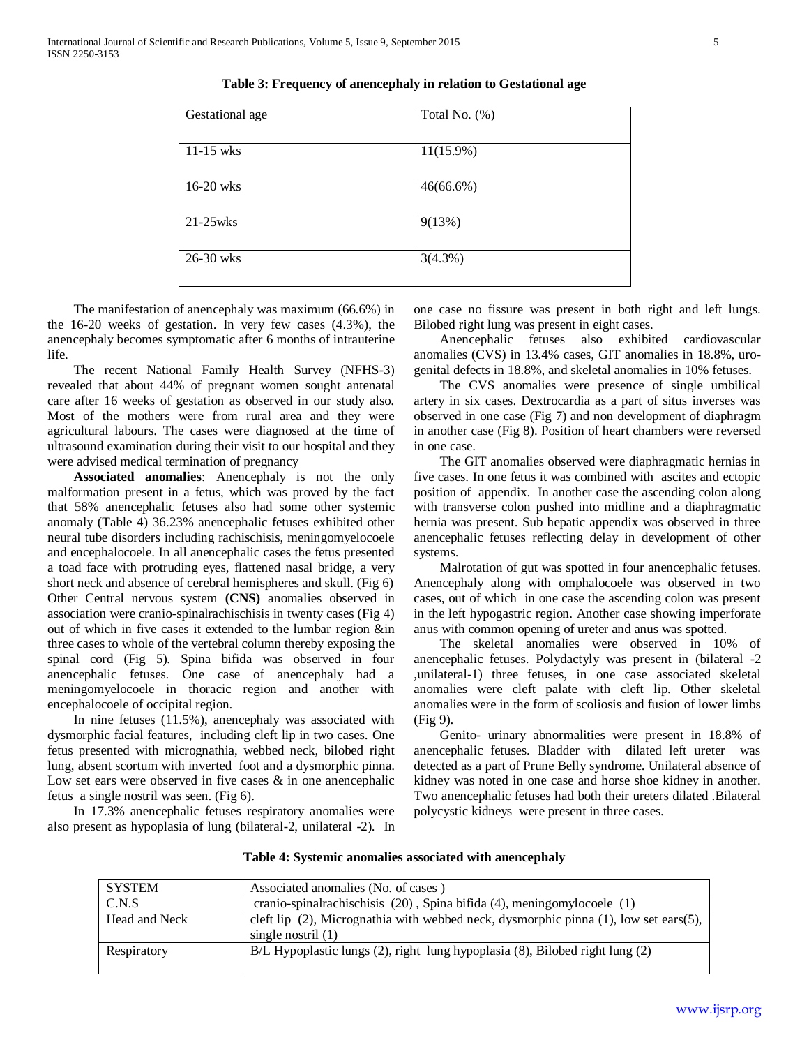**Table 3: Frequency of anencephaly in relation to Gestational age**

| Gestational age | Total No. (%) |
| --- | --- |
| 11-15 wks | 11(15.9%) |
| 16-20 wks | 46(66.6%) |
| 21-25wks | 9(13%) |
| 26-30 wks | 3(4.3%) |

The manifestation of anencephaly was maximum (66.6%) in the 16-20 weeks of gestation. In very few cases (4.3%), the anencephaly becomes symptomatic after 6 months of intrauterine life.

The recent National Family Health Survey (NFHS-3) revealed that about 44% of pregnant women sought antenatal care after 16 weeks of gestation as observed in our study also. Most of the mothers were from rural area and they were agricultural labours. The cases were diagnosed at the time of ultrasound examination during their visit to our hospital and they were advised medical termination of pregnancy

**Associated anomalies**: Anencephaly is not the only malformation present in a fetus, which was proved by the fact that 58% anencephalic fetuses also had some other systemic anomaly (Table 4) 36.23% anencephalic fetuses exhibited other neural tube disorders including rachischisis, meningomyelocoele and encephalocoele. In all anencephalic cases the fetus presented a toad face with protruding eyes, flattened nasal bridge, a very short neck and absence of cerebral hemispheres and skull. (Fig 6) Other Central nervous system **(CNS)** anomalies observed in association were cranio-spinalrachischisis in twenty cases (Fig 4) out of which in five cases it extended to the lumbar region &in three cases to whole of the vertebral column thereby exposing the spinal cord (Fig 5). Spina bifida was observed in four anencephalic fetuses. One case of anencephaly had a meningomyelocoele in thoracic region and another with encephalocoele of occipital region.

In nine fetuses (11.5%), anencephaly was associated with dysmorphic facial features, including cleft lip in two cases. One fetus presented with micrognathia, webbed neck, bilobed right lung, absent scortum with inverted foot and a dysmorphic pinna. Low set ears were observed in five cases & in one anencephalic fetus a single nostril was seen. (Fig 6).

In 17.3% anencephalic fetuses respiratory anomalies were also present as hypoplasia of lung (bilateral-2, unilateral -2). In one case no fissure was present in both right and left lungs. Bilobed right lung was present in eight cases.

Anencephalic fetuses also exhibited cardiovascular anomalies (CVS) in 13.4% cases, GIT anomalies in 18.8%, uro-genital defects in 18.8%, and skeletal anomalies in 10% fetuses.

The CVS anomalies were presence of single umbilical artery in six cases. Dextrocardia as a part of situs inverses was observed in one case (Fig 7) and non development of diaphragm in another case (Fig 8). Position of heart chambers were reversed in one case.

The GIT anomalies observed were diaphragmatic hernias in five cases. In one fetus it was combined with ascites and ectopic position of appendix. In another case the ascending colon along with transverse colon pushed into midline and a diaphragmatic hernia was present. Sub hepatic appendix was observed in three anencephalic fetuses reflecting delay in development of other systems.

Malrotation of gut was spotted in four anencephalic fetuses. Anencephaly along with omphalocoele was observed in two cases, out of which in one case the ascending colon was present in the left hypogastric region. Another case showing imperforate anus with common opening of ureter and anus was spotted.

The skeletal anomalies were observed in 10% of anencephalic fetuses. Polydactyly was present in (bilateral -2 ,unilateral-1) three fetuses, in one case associated skeletal anomalies were cleft palate with cleft lip. Other skeletal anomalies were in the form of scoliosis and fusion of lower limbs (Fig 9).

Genito- urinary abnormalities were present in 18.8% of anencephalic fetuses. Bladder with dilated left ureter was detected as a part of Prune Belly syndrome. Unilateral absence of kidney was noted in one case and horse shoe kidney in another. Two anencephalic fetuses had both their ureters dilated .Bilateral polycystic kidneys were present in three cases.

**Table 4: Systemic anomalies associated with anencephaly**

| SYSTEM | Associated anomalies (No. of cases ) |
| --- | --- |
| C.N.S | cranio-spinalrachischisis (20) , Spina bifida (4), meningomylocoele (1) |
| Head and Neck | cleft lip (2), Micrognathia with webbed neck, dysmorphic pinna (1), low set ears(5), single nostril (1) |
| Respiratory | B/L Hypoplastic lungs (2), right lung hypoplasia (8), Bilobed right lung (2) |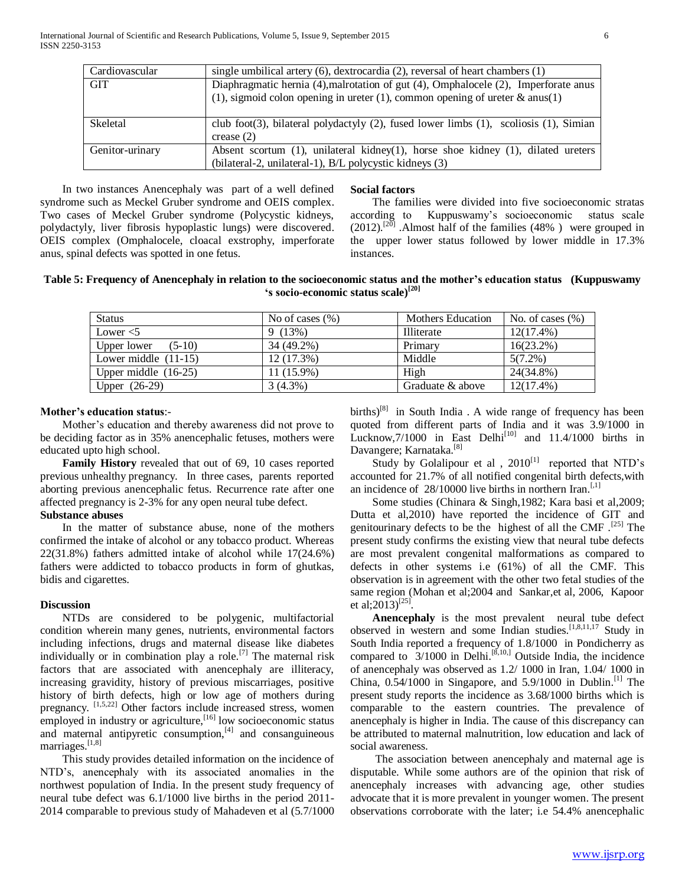| Cardiovascular | single umbilical artery (6), dextrocardia (2), reversal of heart chambers (1) |
|---|---|
| GIT | Diaphragmatic hernia (4),malrotation of gut (4), Omphalocele (2), Imperforate anus (1), sigmoid colon opening in ureter (1), common opening of ureter & anus(1) |
| Skeletal | club foot(3), bilateral polydactyly (2), fused lower limbs (1), scoliosis (1), Simian crease (2) |
| Genitor-urinary | Absent scortum (1), unilateral kidney(1), horse shoe kidney (1), dilated ureters (bilateral-2, unilateral-1), B/L polycystic kidneys (3) |

In two instances Anencephaly was part of a well defined syndrome such as Meckel Gruber syndrome and OEIS complex. Two cases of Meckel Gruber syndrome (Polycystic kidneys, polydactyly, liver fibrosis hypoplastic lungs) were discovered. OEIS complex (Omphalocele, cloacal exstrophy, imperforate anus, spinal defects was spotted in one fetus.

**Social factors**

The families were divided into five socioeconomic stratas according to Kuppuswamy's socioeconomic status scale (2012).[20] .Almost half of the families (48% ) were grouped in the upper lower status followed by lower middle in 17.3% instances.

**Table 5: Frequency of Anencephaly in relation to the socioeconomic status and the mother's education status (Kuppuswamy 's socio-economic status scale)[20]**

| Status | No of cases (%) | Mothers Education | No. of cases (%) |
|---|---|---|---|
| Lower <5 | 9 (13%) | Illiterate | 12(17.4%) |
| Upper lower (5-10) | 34 (49.2%) | Primary | 16(23.2%) |
| Lower middle (11-15) | 12 (17.3%) | Middle | 5(7.2%) |
| Upper middle (16-25) | 11 (15.9%) | High | 24(34.8%) |
| Upper (26-29) | 3 (4.3%) | Graduate & above | 12(17.4%) |

**Mother's education status**:-

Mother's education and thereby awareness did not prove to be deciding factor as in 35% anencephalic fetuses, mothers were educated upto high school.

**Family History** revealed that out of 69, 10 cases reported previous unhealthy pregnancy. In three cases, parents reported aborting previous anencephalic fetus. Recurrence rate after one affected pregnancy is 2-3% for any open neural tube defect.

**Substance abuses**

In the matter of substance abuse, none of the mothers confirmed the intake of alcohol or any tobacco product. Whereas 22(31.8%) fathers admitted intake of alcohol while 17(24.6%) fathers were addicted to tobacco products in form of ghutkas, bidis and cigarettes.

## Discussion

NTDs are considered to be polygenic, multifactorial condition wherein many genes, nutrients, environmental factors including infections, drugs and maternal disease like diabetes individually or in combination play a role.[7] The maternal risk factors that are associated with anencephaly are illiteracy, increasing gravidity, history of previous miscarriages, positive history of birth defects, high or low age of mothers during pregnancy. [1,5,22] Other factors include increased stress, women employed in industry or agriculture,[16] low socioeconomic status and maternal antipyretic consumption,[4] and consanguineous marriages.[1,8]

This study provides detailed information on the incidence of NTD's, anencephaly with its associated anomalies in the northwest population of India. In the present study frequency of neural tube defect was 6.1/1000 live births in the period 2011-2014 comparable to previous study of Mahadeven et al (5.7/1000 births)[8] in South India . A wide range of frequency has been quoted from different parts of India and it was 3.9/1000 in Lucknow,7/1000 in East Delhi[10] and 11.4/1000 births in Davangere; Karnataka.[8]

Study by Golalipour et al , 2010[1] reported that NTD's accounted for 21.7% of all notified congenital birth defects,with an incidence of 28/10000 live births in northern Iran.[,1]

Some studies (Chinara & Singh,1982; Kara basi et al,2009; Dutta et al,2010) have reported the incidence of GIT and genitourinary defects to be the highest of all the CMF .[25] The present study confirms the existing view that neural tube defects are most prevalent congenital malformations as compared to defects in other systems i.e (61%) of all the CMF. This observation is in agreement with the other two fetal studies of the same region (Mohan et al;2004 and Sankar,et al, 2006, Kapoor et al;2013)[25].

**Anencephaly** is the most prevalent neural tube defect observed in western and some Indian studies.[1,8,11,17] Study in South India reported a frequency of 1.8/1000 in Pondicherry as compared to 3/1000 in Delhi.[8,10,] Outside India, the incidence of anencephaly was observed as 1.2/ 1000 in Iran, 1.04/ 1000 in China, 0.54/1000 in Singapore, and 5.9/1000 in Dublin.[1] The present study reports the incidence as 3.68/1000 births which is comparable to the eastern countries. The prevalence of anencephaly is higher in India. The cause of this discrepancy can be attributed to maternal malnutrition, low education and lack of social awareness.

The association between anencephaly and maternal age is disputable. While some authors are of the opinion that risk of anencephaly increases with advancing age, other studies advocate that it is more prevalent in younger women. The present observations corroborate with the later; i.e 54.4% anencephalic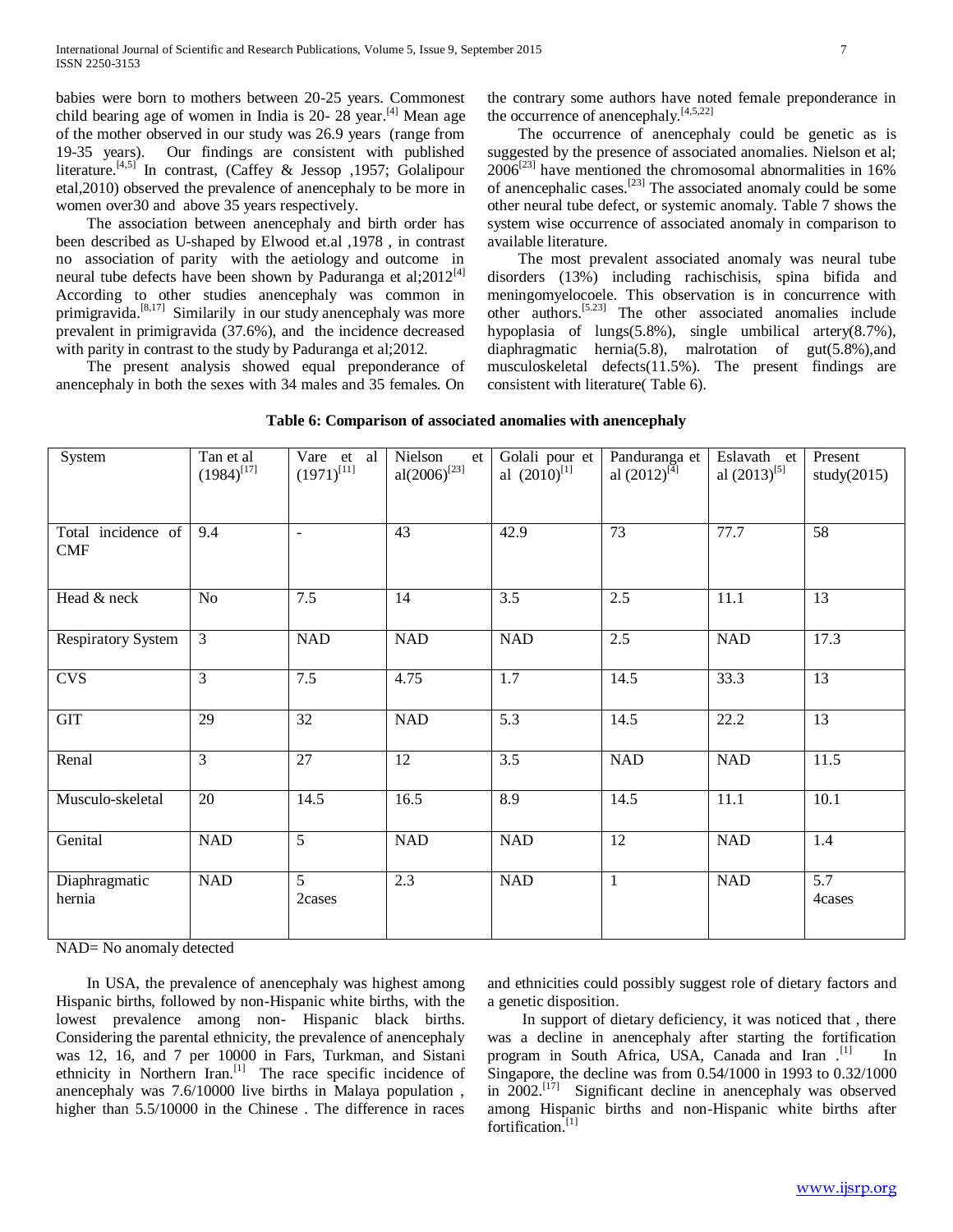babies were born to mothers between 20-25 years. Commonest child bearing age of women in India is 20- 28 year.[4] Mean age of the mother observed in our study was 26.9 years (range from 19-35 years). Our findings are consistent with published literature.[4,5] In contrast, (Caffey & Jessop ,1957; Golalipour etal,2010) observed the prevalence of anencephaly to be more in women over30 and above 35 years respectively.

The association between anencephaly and birth order has been described as U-shaped by Elwood et.al ,1978 , in contrast no association of parity with the aetiology and outcome in neural tube defects have been shown by Paduranga et al;2012[4] According to other studies anencephaly was common in primigravida.[8,17] Similarly in our study anencephaly was more prevalent in primigravida (37.6%), and the incidence decreased with parity in contrast to the study by Paduranga et al;2012.

The present analysis showed equal preponderance of anencephaly in both the sexes with 34 males and 35 females. On the contrary some authors have noted female preponderance in the occurrence of anencephaly.[4,5,22]

The occurrence of anencephaly could be genetic as is suggested by the presence of associated anomalies. Nielson et al; 2006[23] have mentioned the chromosomal abnormalities in 16% of anencephalic cases.[23] The associated anomaly could be some other neural tube defect, or systemic anomaly. Table 7 shows the system wise occurrence of associated anomaly in comparison to available literature.

The most prevalent associated anomaly was neural tube disorders (13%) including rachischisis, spina bifida and meningomyelocoele. This observation is in concurrence with other authors.[5.23] The other associated anomalies include hypoplasia of lungs(5.8%), single umbilical artery(8.7%), diaphragmatic hernia(5.8), malrotation of gut(5.8%),and musculoskeletal defects(11.5%). The present findings are consistent with literature( Table 6).

**Table 6: Comparison of associated anomalies with anencephaly**

| System | Tan et al (1984)[17] | Vare et al (1971)[11] | Nielson et al(2006)[23] | Golali pour et al (2010)[1] | Panduranga et al (2012)[4] | Eslavath et al (2013)[5] | Present study(2015) |
|---|---|---|---|---|---|---|---|
| Total incidence of CMF | 9.4 | - | 43 | 42.9 | 73 | 77.7 | 58 |
| Head & neck | No | 7.5 | 14 | 3.5 | 2.5 | 11.1 | 13 |
| Respiratory System | 3 | NAD | NAD | NAD | 2.5 | NAD | 17.3 |
| CVS | 3 | 7.5 | 4.75 | 1.7 | 14.5 | 33.3 | 13 |
| GIT | 29 | 32 | NAD | 5.3 | 14.5 | 22.2 | 13 |
| Renal | 3 | 27 | 12 | 3.5 | NAD | NAD | 11.5 |
| Musculo-skeletal | 20 | 14.5 | 16.5 | 8.9 | 14.5 | 11.1 | 10.1 |
| Genital | NAD | 5 | NAD | NAD | 12 | NAD | 1.4 |
| Diaphragmatic hernia | NAD | 5 2cases | 2.3 | NAD | 1 | NAD | 5.7 4cases |

NAD= No anomaly detected

In USA, the prevalence of anencephaly was highest among Hispanic births, followed by non-Hispanic white births, with the lowest prevalence among non- Hispanic black births. Considering the parental ethnicity, the prevalence of anencephaly was 12, 16, and 7 per 10000 in Fars, Turkman, and Sistani ethnicity in Northern Iran.[1] The race specific incidence of anencephaly was 7.6/10000 live births in Malaya population , higher than 5.5/10000 in the Chinese . The difference in races and ethnicities could possibly suggest role of dietary factors and a genetic disposition.

In support of dietary deficiency, it was noticed that , there was a decline in anencephaly after starting the fortification program in South Africa, USA, Canada and Iran .[1] In Singapore, the decline was from 0.54/1000 in 1993 to 0.32/1000 in 2002.[17] Significant decline in anencephaly was observed among Hispanic births and non-Hispanic white births after fortification.[1]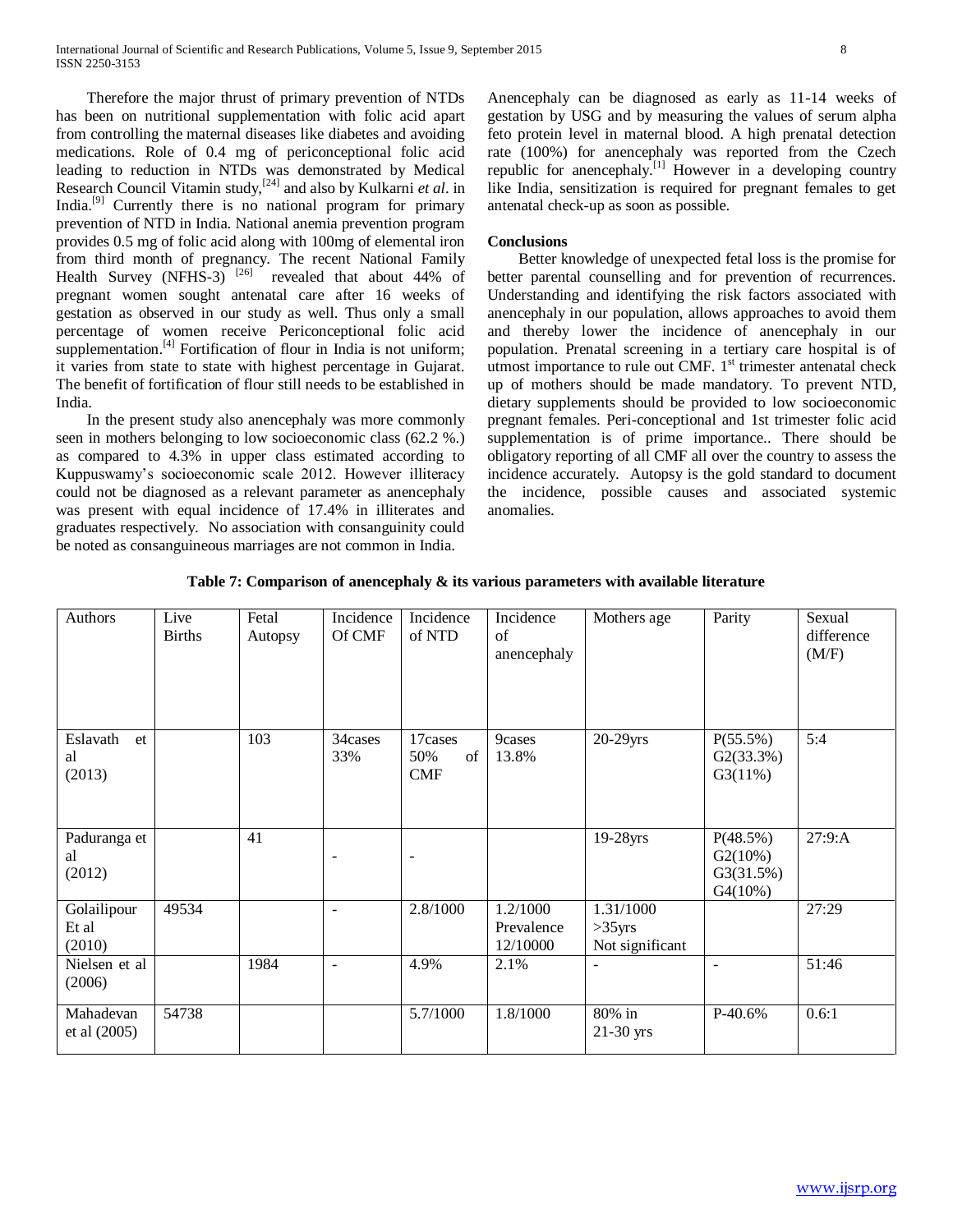Therefore the major thrust of primary prevention of NTDs has been on nutritional supplementation with folic acid apart from controlling the maternal diseases like diabetes and avoiding medications. Role of 0.4 mg of periconceptional folic acid leading to reduction in NTDs was demonstrated by Medical Research Council Vitamin study,[24] and also by Kulkarni *et al*. in India.[9] Currently there is no national program for primary prevention of NTD in India. National anemia prevention program provides 0.5 mg of folic acid along with 100mg of elemental iron from third month of pregnancy. The recent National Family Health Survey (NFHS-3) [26] revealed that about 44% of pregnant women sought antenatal care after 16 weeks of gestation as observed in our study as well. Thus only a small percentage of women receive Periconceptional folic acid supplementation.[4] Fortification of flour in India is not uniform; it varies from state to state with highest percentage in Gujarat. The benefit of fortification of flour still needs to be established in India.

In the present study also anencephaly was more commonly seen in mothers belonging to low socioeconomic class (62.2 %.) as compared to 4.3% in upper class estimated according to Kuppuswamy's socioeconomic scale 2012. However illiteracy could not be diagnosed as a relevant parameter as anencephaly was present with equal incidence of 17.4% in illiterates and graduates respectively. No association with consanguinity could be noted as consanguineous marriages are not common in India.

Anencephaly can be diagnosed as early as 11-14 weeks of gestation by USG and by measuring the values of serum alpha feto protein level in maternal blood. A high prenatal detection rate (100%) for anencephaly was reported from the Czech republic for anencephaly.[1] However in a developing country like India, sensitization is required for pregnant females to get antenatal check-up as soon as possible.

## Conclusions

Better knowledge of unexpected fetal loss is the promise for better parental counselling and for prevention of recurrences. Understanding and identifying the risk factors associated with anencephaly in our population, allows approaches to avoid them and thereby lower the incidence of anencephaly in our population. Prenatal screening in a tertiary care hospital is of utmost importance to rule out CMF. 1st trimester antenatal check up of mothers should be made mandatory. To prevent NTD, dietary supplements should be provided to low socioeconomic pregnant females. Peri-conceptional and 1st trimester folic acid supplementation is of prime importance.. There should be obligatory reporting of all CMF all over the country to assess the incidence accurately. Autopsy is the gold standard to document the incidence, possible causes and associated systemic anomalies.

**Table 7: Comparison of anencephaly & its various parameters with available literature**

| Authors | Live Births | Fetal Autopsy | Incidence Of CMF | Incidence of NTD | Incidence of anencephaly | Mothers age | Parity | Sexual difference (M/F) |
|---|---|---|---|---|---|---|---|---|
| Eslavath et al (2013) | | 103 | 34cases 33% | 17cases 50% of CMF | 9cases 13.8% | 20-29yrs | P(55.5%) G2(33.3%) G3(11%) | 5:4 |
| Paduranga et al (2012) | | 41 | - | - | | 19-28yrs | P(48.5%) G2(10%) G3(31.5%) G4(10%) | 27:9:A |
| Golailipour Et al (2010) | 49534 | | - | 2.8/1000 | 1.2/1000 Prevalence 12/10000 | 1.31/1000 >35yrs Not significant | | 27:29 |
| Nielsen et al (2006) | | 1984 | - | 4.9% | 2.1% | - | - | 51:46 |
| Mahadevan et al (2005) | 54738 | | | 5.7/1000 | 1.8/1000 | 80% in 21-30 yrs | P-40.6% | 0.6:1 |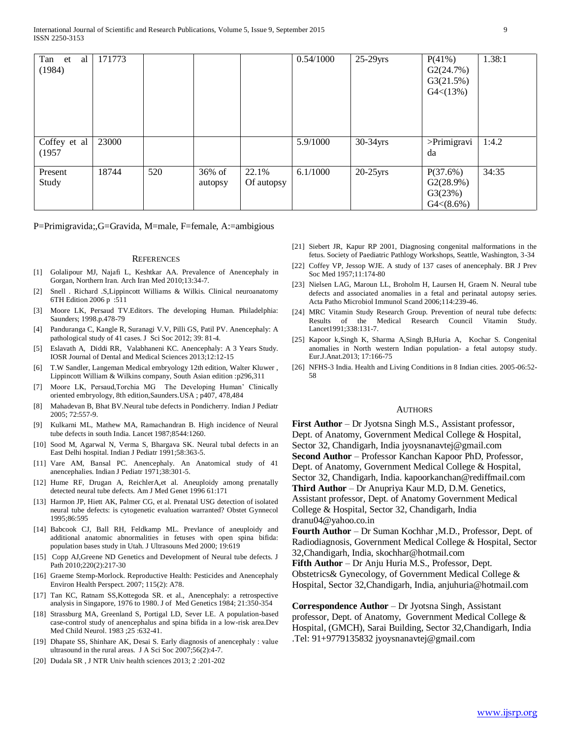| Tan et al (1984) | 171773 | | | | 0.54/1000 | 25-29yrs | P(41%) G2(24.7%) G3(21.5%) G4<(13%) | 1.38:1 |
|---|---|---|---|---|---|---|---|---|
| Coffey et al (1957 | 23000 | | | | 5.9/1000 | 30-34yrs | >Primigravida | 1:4.2 |
| Present Study | 18744 | 520 | 36% of autopsy | 22.1% Of autopsy | 6.1/1000 | 20-25yrs | P(37.6%) G2(28.9%) G3(23%) G4<(8.6%) | 34:35 |

P=Primigravida;,G=Gravida, M=male, F=female, A:=ambigious

## References

[1] Golalipour MJ, Najafi L, Keshtkar AA. Prevalence of Anencephaly in Gorgan, Northern Iran. Arch Iran Med 2010;13:34-7.

[2] Snell . Richard .S,Lippincott Williams & Wilkis. Clinical neuroanatomy 6TH Edition 2006 p :511

[3] Moore LK, Persaud TV.Editors. The developing Human. Philadelphia: Saunders; 1998.p.478-79

[4] Panduranga C, Kangle R, Suranagi V.V, Pilli GS, Patil PV. Anencephaly: A pathological study of 41 cases. J Sci Soc 2012; 39: 81-4.

[5] Eslavath A, Diddi RR, Valabhaneni KC. Anencephaly: A 3 Years Study. IOSR Journal of Dental and Medical Sciences 2013;12:12-15

[6] T.W Sandler, Langeman Medical embryology 12th edition, Walter Kluwer , Lippincott William & Wilkins company, South Asian edition :p296,311

[7] Moore LK, Persaud,Torchia MG The Developing Human' Clinically oriented embryology, 8th edition,Saunders.USA ; p407, 478,484

[8] Mahadevan B, Bhat BV.Neural tube defects in Pondicherry. Indian J Pediatr 2005; 72:557-9.

[9] Kulkarni ML, Mathew MA, Ramachandran B. High incidence of Neural tube defects in south India. Lancet 1987;8544:1260.

[10] Sood M, Agarwal N, Verma S, Bhargava SK. Neural tubal defects in an East Delhi hospital. Indian J Pediatr 1991;58:363-5.

[11] Vare AM, Bansal PC. Anencephaly. An Anatomical study of 41 anencephalies. Indian J Pediatr 1971;38:301-5.

[12] Hume RF, Drugan A, ReichlerA,et al. Aneuploidy among prenatally detected neural tube defects. Am J Med Genet 1996 61:171

[13] Harmon JP, Hiett AK, Palmer CG, et al. Prenatal USG detection of isolated neural tube defects: is cytogenetic evaluation warranted? Obstet Gynnecol 1995;86:595

[14] Babcook CJ, Ball RH, Feldkamp ML. Prevlance of aneuploidy and additional anatomic abnormalities in fetuses with open spina bifida: population bases study in Utah. J Ultrasouns Med 2000; 19:619

[15] Copp AJ,Greene ND Genetics and Development of Neural tube defects. J Path 2010;220(2):217-30

[16] Graeme Stemp-Morlock. Reproductive Health: Pesticides and Anencephaly Environ Health Perspect. 2007; 115(2): A78.

[17] Tan KC, Ratnam SS,Kottegoda SR. et al., Anencephaly: a retrospective analysis in Singapore, 1976 to 1980. J of Med Genetics 1984; 21:350-354

[18] Strassburg MA, Greenland S, Portigal LD, Sever LE. A population-based case-control study of anencephalus and spina bifida in a low-risk area.Dev Med Child Neurol. 1983 ;25 :632-41.

[19] Dhapate SS, Shinhare AK, Desai S. Early diagnosis of anencephaly : value ultrasound in the rural areas. J A Sci Soc 2007;56(2):4-7.

[20] Dudala SR , J NTR Univ health sciences 2013; 2 :201-202

[21] Siebert JR, Kapur RP 2001, Diagnosing congenital malformations in the fetus. Society of Paediatric Pathlogy Workshops, Seattle, Washington, 3-34

[22] Coffey VP, Jessop WJE. A study of 137 cases of anencephaly. BR J Prev Soc Med 1957;11:174-80

[23] Nielsen LAG, Maroun LL, Broholm H, Laursen H, Graem N. Neural tube defects and associated anomalies in a fetal and perinatal autopsy series. Acta Patho Microbiol Immunol Scand 2006;114:239-46.

[24] MRC Vitamin Study Research Group. Prevention of neural tube defects: Results of the Medical Research Council Vitamin Study. Lancet1991;338:131-7.

[25] Kapoor k,Singh K, Sharma A,Singh B,Huria A, Kochar S. Congenital anomalies in North western Indian population- a fetal autopsy study. Eur.J.Anat.2013; 17:166-75

[26] NFHS-3 India. Health and Living Conditions in 8 Indian cities. 2005-06:52-58

## Authors

**First Author** – Dr Jyotsna Singh M.S., Assistant professor, Dept. of Anatomy, Government Medical College & Hospital, Sector 32, Chandigarh, India jyoysnanavtej@gmail.com

**Second Author** – Professor Kanchan Kapoor PhD, Professor, Dept. of Anatomy, Government Medical College & Hospital, Sector 32, Chandigarh, India. kapoorkanchan@rediffmail.com

**Third Author** – Dr Anupriya Kaur M.D, D.M. Genetics, Assistant professor, Dept. of Anatomy Government Medical College & Hospital, Sector 32, Chandigarh, India dranu04@yahoo.co.in

**Fourth Author** – Dr Suman Kochhar ,M.D., Professor, Dept. of Radiodiagnosis, Government Medical College & Hospital, Sector 32,Chandigarh, India, skochhar@hotmail.com

**Fifth Author** – Dr Anju Huria M.S., Professor, Dept. Obstetrics& Gynecology, of Government Medical College & Hospital, Sector 32,Chandigarh, India, anjuhuria@hotmail.com

**Correspondence Author** – Dr Jyotsna Singh, Assistant professor, Dept. of Anatomy, Government Medical College & Hospital, (GMCH), Sarai Building, Sector 32,Chandigarh, India .Tel: 91+9779135832 jyoysnanavtej@gmail.com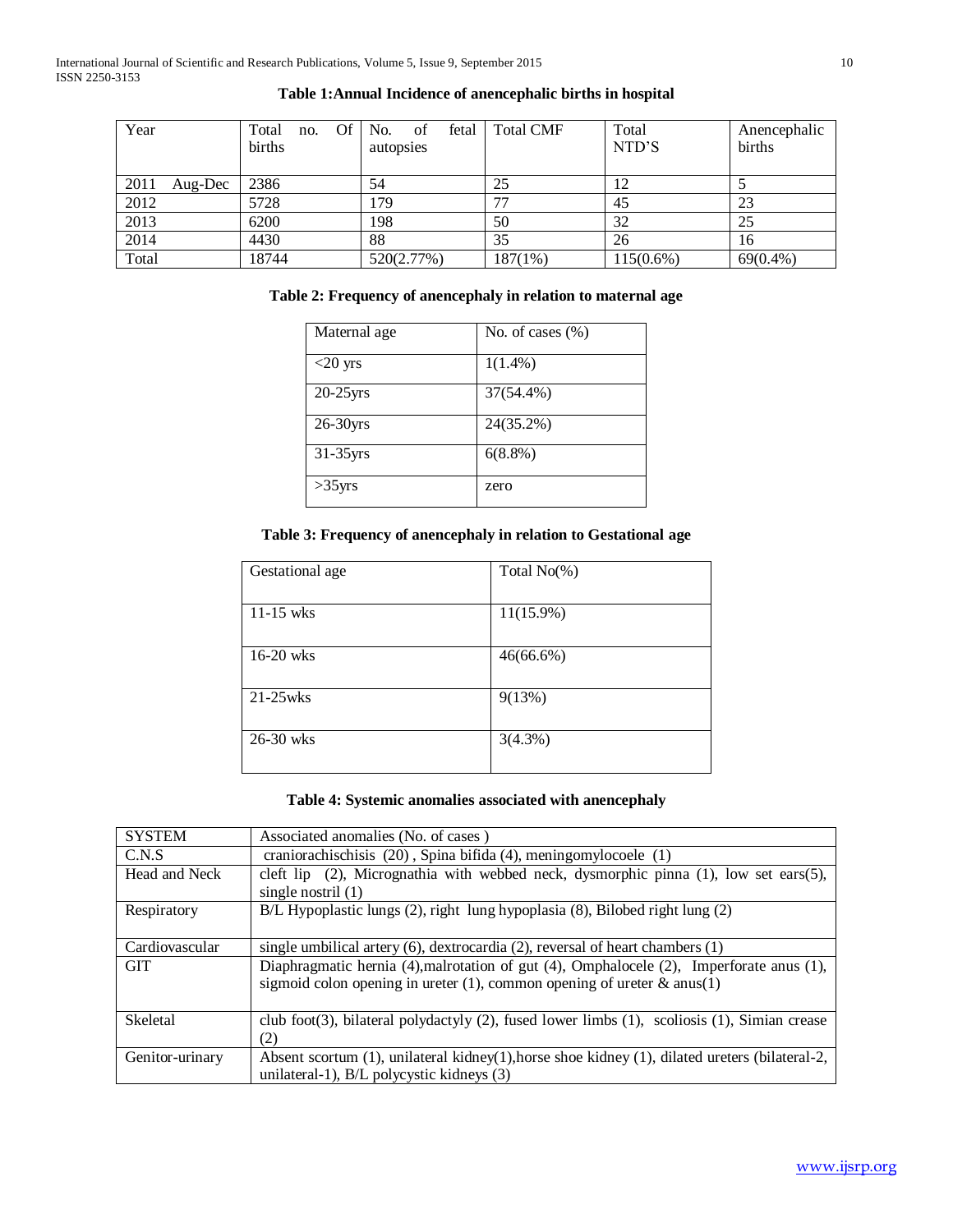**Table 1:Annual Incidence of anencephalic births in hospital**

| Year | Total no. Of births | No. of fetal autopsies | Total CMF | Total NTD'S | Anencephalic births |
|---|---|---|---|---|---|
| 2011 Aug-Dec | 2386 | 54 | 25 | 12 | 5 |
| 2012 | 5728 | 179 | 77 | 45 | 23 |
| 2013 | 6200 | 198 | 50 | 32 | 25 |
| 2014 | 4430 | 88 | 35 | 26 | 16 |
| Total | 18744 | 520(2.77%) | 187(1%) | 115(0.6%) | 69(0.4%) |

**Table 2: Frequency of anencephaly in relation to maternal age**

| Maternal age | No. of cases (%) |
|---|---|
| <20 yrs | 1(1.4%) |
| 20-25yrs | 37(54.4%) |
| 26-30yrs | 24(35.2%) |
| 31-35yrs | 6(8.8%) |
| >35yrs | zero |

**Table 3: Frequency of anencephaly in relation to Gestational age**

| Gestational age | Total No(%) |
|---|---|
| 11-15 wks | 11(15.9%) |
| 16-20 wks | 46(66.6%) |
| 21-25wks | 9(13%) |
| 26-30 wks | 3(4.3%) |

**Table 4: Systemic anomalies associated with anencephaly**

| SYSTEM | Associated anomalies (No. of cases ) |
|---|---|
| C.N.S | craniorachischisis (20) , Spina bifida (4), meningomylocoele (1) |
| Head and Neck | cleft lip (2), Micrognathia with webbed neck, dysmorphic pinna (1), low set ears(5), single nostril (1) |
| Respiratory | B/L Hypoplastic lungs (2), right lung hypoplasia (8), Bilobed right lung (2) |
| Cardiovascular | single umbilical artery (6), dextrocardia (2), reversal of heart chambers (1) |
| GIT | Diaphragmatic hernia (4),malrotation of gut (4), Omphalocele (2), Imperforate anus (1), sigmoid colon opening in ureter (1), common opening of ureter & anus(1) |
| Skeletal | club foot(3), bilateral polydactyly (2), fused lower limbs (1), scoliosis (1), Simian crease (2) |
| Genitor-urinary | Absent scortum (1), unilateral kidney(1),horse shoe kidney (1), dilated ureters (bilateral-2, unilateral-1), B/L polycystic kidneys (3) |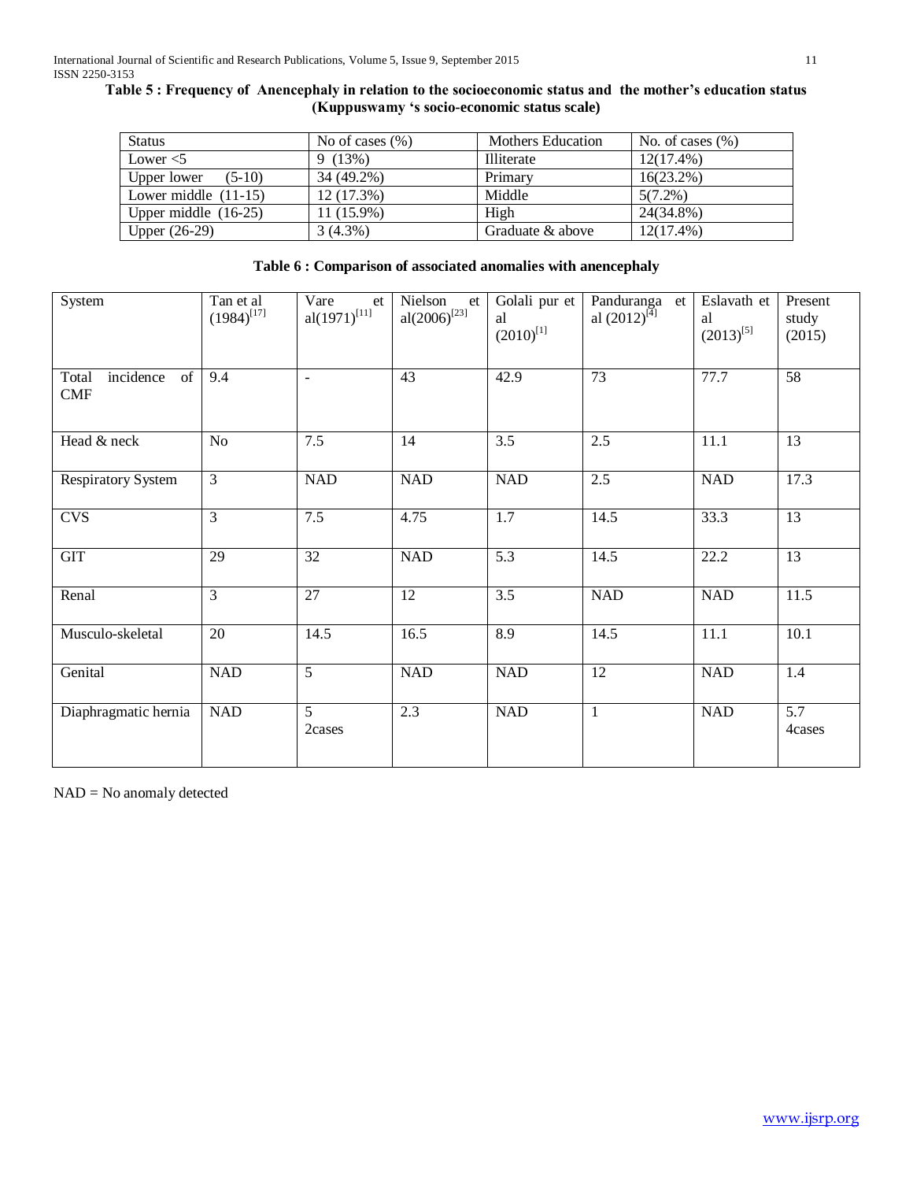**Table 5 : Frequency of Anencephaly in relation to the socioeconomic status and the mother's education status (Kuppuswamy 's socio-economic status scale)**

| Status | No of cases (%) | Mothers Education | No. of cases (%) |
|---|---|---|---|
| Lower <5 | 9 (13%) | Illiterate | 12(17.4%) |
| Upper lower (5-10) | 34 (49.2%) | Primary | 16(23.2%) |
| Lower middle (11-15) | 12 (17.3%) | Middle | 5(7.2%) |
| Upper middle (16-25) | 11 (15.9%) | High | 24(34.8%) |
| Upper (26-29) | 3 (4.3%) | Graduate & above | 12(17.4%) |

**Table 6 : Comparison of associated anomalies with anencephaly**

| System | Tan et al (1984)[17] | Vare et al(1971)[11] | Nielson et al(2006)[23] | Golali pur et al (2010)[1] | Panduranga et al (2012)[4] | Eslavath et al (2013)[5] | Present study (2015) |
|---|---|---|---|---|---|---|---|
| Total incidence of CMF | 9.4 | - | 43 | 42.9 | 73 | 77.7 | 58 |
| Head & neck | No | 7.5 | 14 | 3.5 | 2.5 | 11.1 | 13 |
| Respiratory System | 3 | NAD | NAD | NAD | 2.5 | NAD | 17.3 |
| CVS | 3 | 7.5 | 4.75 | 1.7 | 14.5 | 33.3 | 13 |
| GIT | 29 | 32 | NAD | 5.3 | 14.5 | 22.2 | 13 |
| Renal | 3 | 27 | 12 | 3.5 | NAD | NAD | 11.5 |
| Musculo-skeletal | 20 | 14.5 | 16.5 | 8.9 | 14.5 | 11.1 | 10.1 |
| Genital | NAD | 5 | NAD | NAD | 12 | NAD | 1.4 |
| Diaphragmatic hernia | NAD | 5 2cases | 2.3 | NAD | 1 | NAD | 5.7 4cases |

NAD = No anomaly detected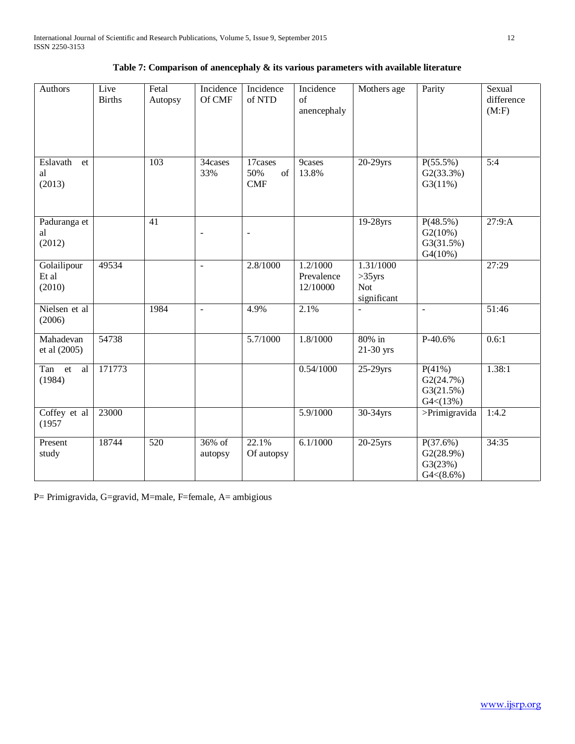**Table 7: Comparison of anencephaly & its various parameters with available literature**

| Authors | Live Births | Fetal Autopsy | Incidence Of CMF | Incidence of NTD | Incidence of anencephaly | Mothers age | Parity | Sexual difference (M:F) |
|---|---|---|---|---|---|---|---|---|
| Eslavath et al (2013) | | 103 | 34cases 33% | 17cases 50% of CMF | 9cases 13.8% | 20-29yrs | P(55.5%) G2(33.3%) G3(11%) | 5:4 |
| Paduranga et al (2012) | | 41 | - | - | | 19-28yrs | P(48.5%) G2(10%) G3(31.5%) G4(10%) | 27:9:A |
| Golailipour Et al (2010) | 49534 | | - | 2.8/1000 | 1.2/1000 Prevalence 12/10000 | 1.31/1000 >35yrs Not significant | | 27:29 |
| Nielsen et al (2006) | | 1984 | - | 4.9% | 2.1% | - | - | 51:46 |
| Mahadevan et al (2005) | 54738 | | | 5.7/1000 | 1.8/1000 | 80% in 21-30 yrs | P-40.6% | 0.6:1 |
| Tan et al (1984) | 171773 | | | | 0.54/1000 | 25-29yrs | P(41%) G2(24.7%) G3(21.5%) G4<(13%) | 1.38:1 |
| Coffey et al (1957 | 23000 | | | | 5.9/1000 | 30-34yrs | >Primigravida | 1:4.2 |
| Present study | 18744 | 520 | 36% of autopsy | 22.1% Of autopsy | 6.1/1000 | 20-25yrs | P(37.6%) G2(28.9%) G3(23%) G4<(8.6%) | 34:35 |

P= Primigravida, G=gravid, M=male, F=female, A= ambigious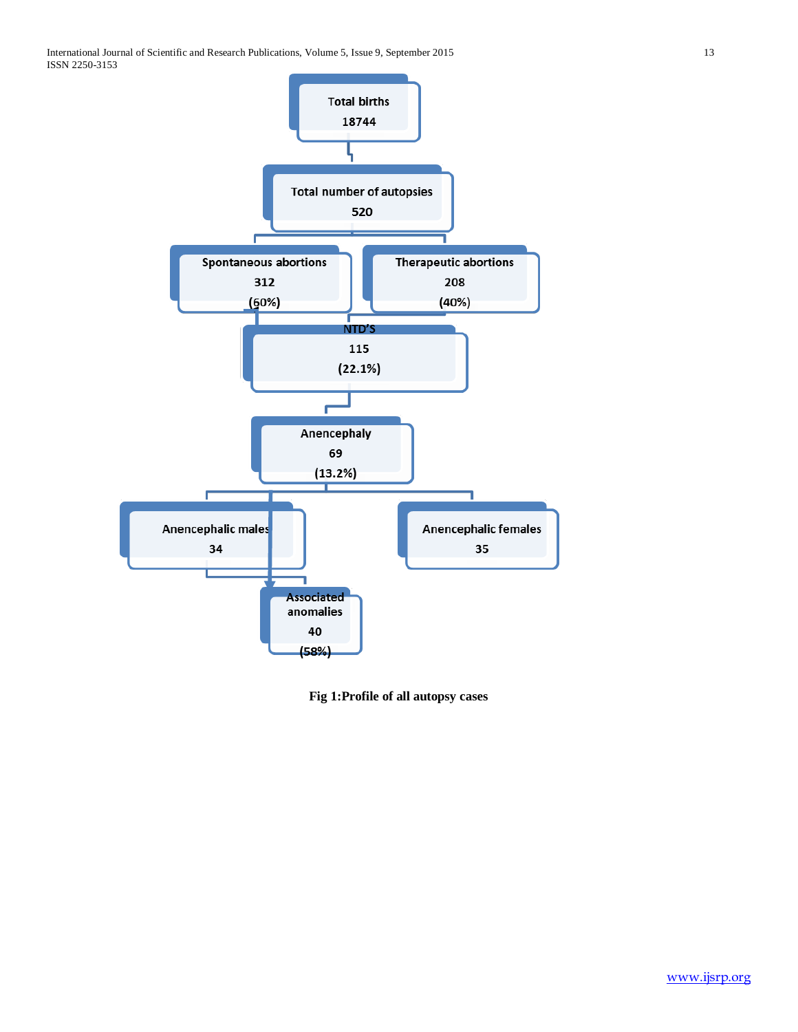Total births
18744

Total number of autopsies
520

Spontaneous abortions
312
(60%)

Therapeutic abortions
208
(40%)

NTD'S
115
(22.1%)

Anencephaly
69
(13.2%)

Anencephalic males
34

Anencephalic females
35

Associated anomalies
40
(58%)

**Fig 1:Profile of all autopsy cases**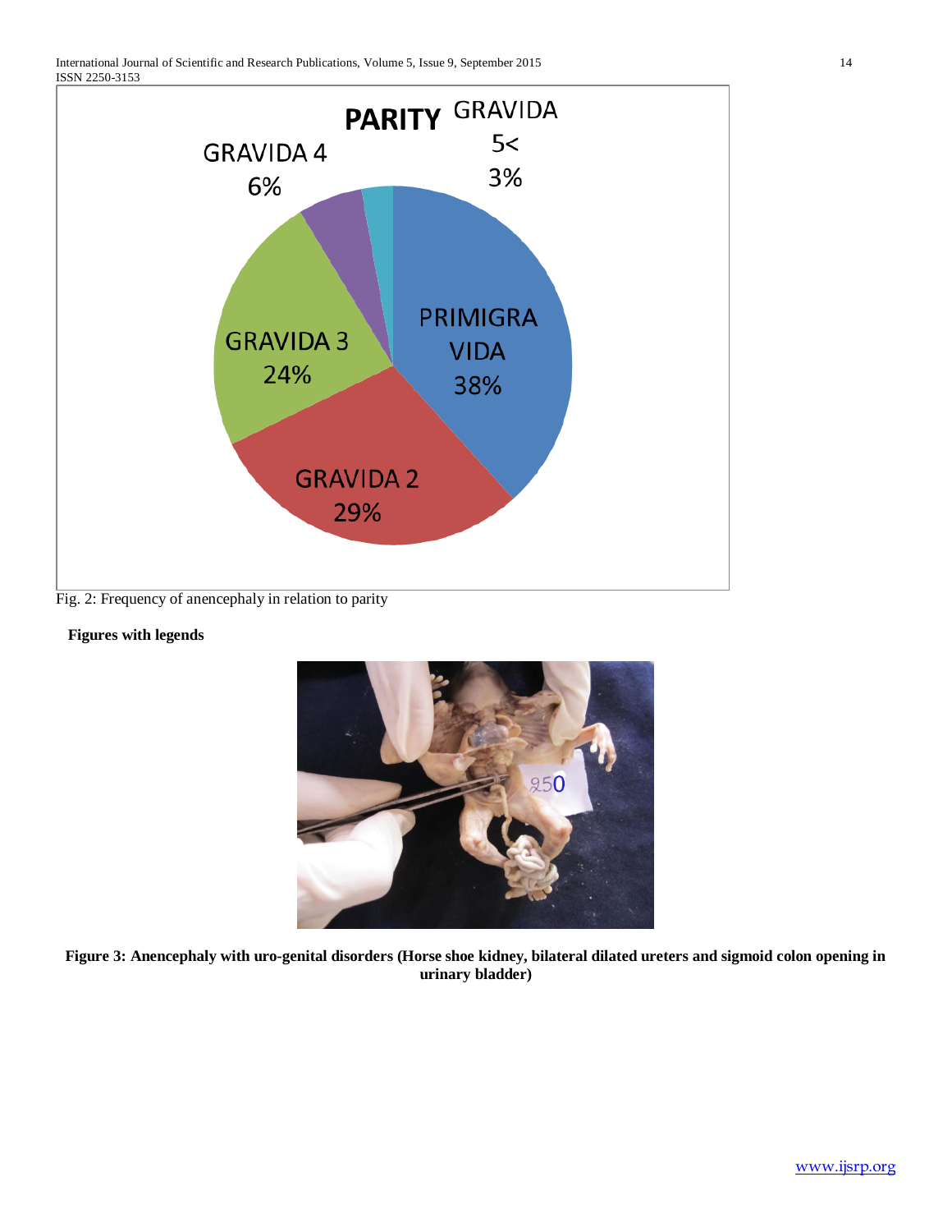Fig. 2: Frequency of anencephaly in relation to parity

**Figures with legends**

**Figure 3: Anencephaly with uro-genital disorders (Horse shoe kidney, bilateral dilated ureters and sigmoid colon opening in urinary bladder)**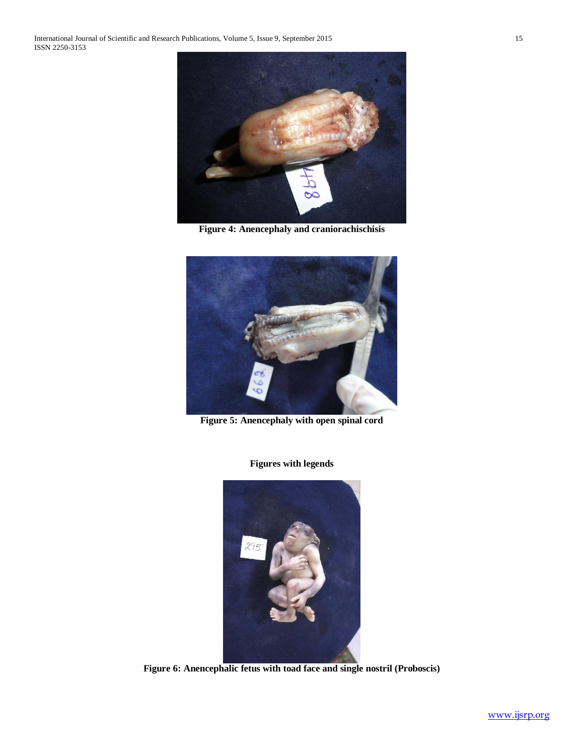**Figure 4: Anencephaly and craniorachischisis**

**Figure 5: Anencephaly with open spinal cord**

**Figures with legends**

**Figure 6: Anencephalic fetus with toad face and single nostril (Proboscis)**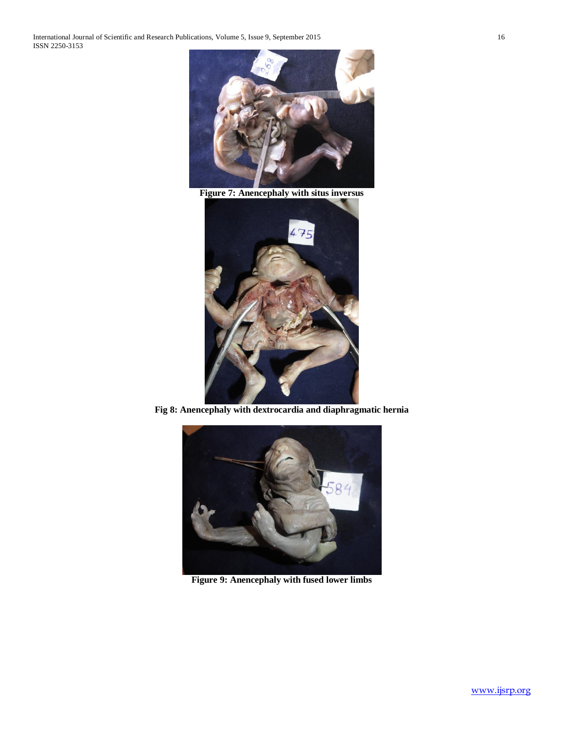**Figure 7: Anencephaly with situs inversus**

**Fig 8: Anencephaly with dextrocardia and diaphragmatic hernia**

**Figure 9: Anencephaly with fused lower limbs**